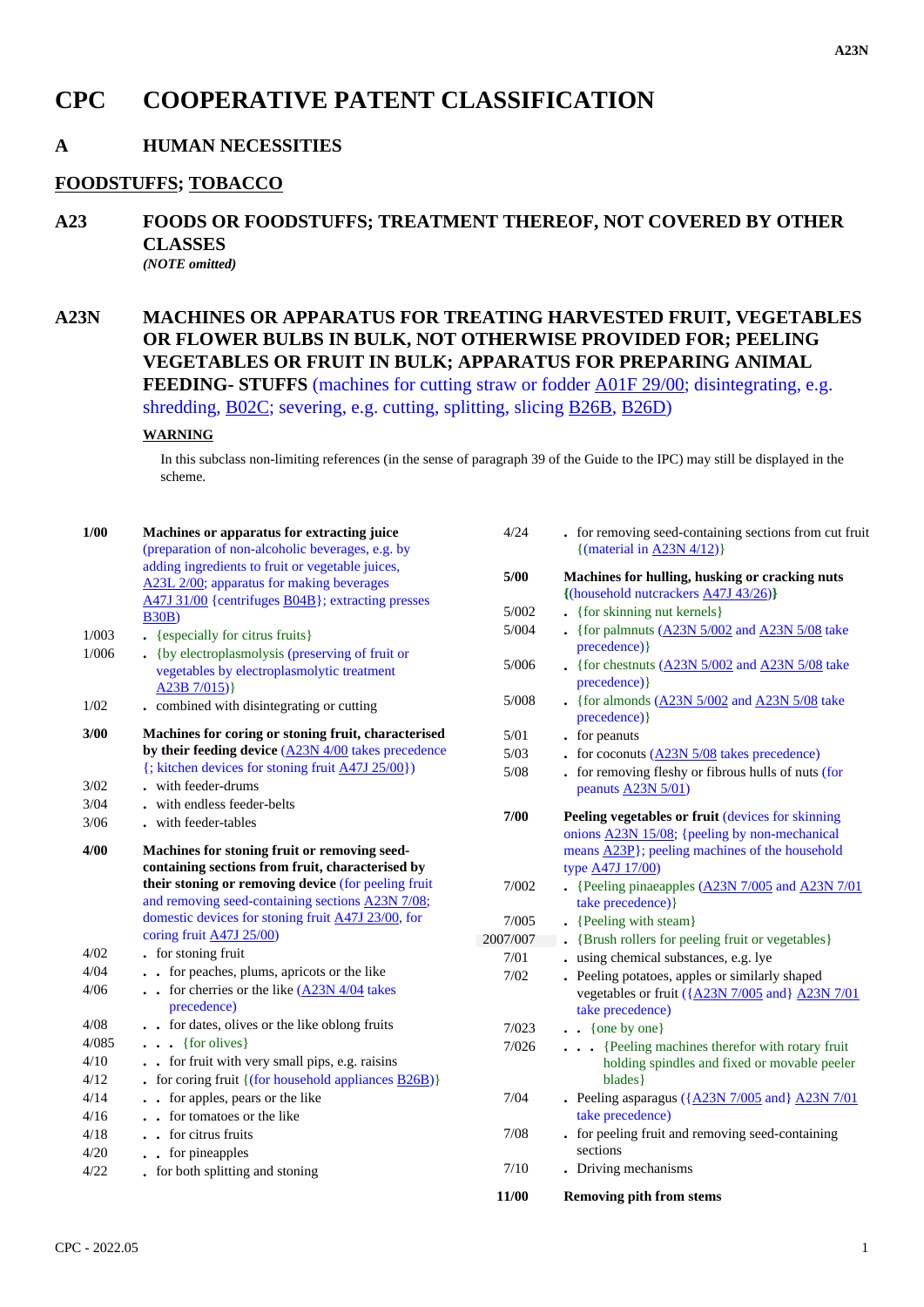# CPC COOPERATIVE PATENT CLASSIFICATION

## A HUMAN NECESSITIES

### FOODSTUFFS; TOBACCO

### A23 FOODS OR FOODSTUFFS; TREATMENT THEREOF, NOT COVERED BY OTHER CLASSES

*(NOTE omitted)*

### A23N MACHINES OR APPARATUS FOR TREATING HARVESTED FRUIT, VEGETABLES OR FLOWER BULBS IN BULK, NOT OTHERWISE PROVIDED FOR; PEELING VEGETABLES OR FRUIT IN BULK; APPARATUS FOR PREPARING ANIMAL FEEDING- STUFFS (machines for cutting straw or fodder A01F 29/00; disintegrating, e.g. shredding, B02C; severing, e.g. cutting, splitting, slicing B26B, B26D)

**WARNING**

In this subclass non-limiting references (in the sense of paragraph 39 of the Guide to the IPC) may still be displayed in the scheme.

| | |
|---|---|
| **1/00** | **Machines or apparatus for extracting juice** (preparation of non-alcoholic beverages, e.g. by adding ingredients to fruit or vegetable juices, A23L 2/00; apparatus for making beverages A47J 31/00 {centrifuges B04B}; extracting presses B30B) |
| 1/003 | . {especially for citrus fruits} |
| 1/006 | . {by electroplasmolysis (preserving of fruit or vegetables by electroplasmolytic treatment A23B 7/015)} |
| 1/02 | . combined with disintegrating or cutting |
| **3/00** | **Machines for coring or stoning fruit, characterised by their feeding device** (A23N 4/00 takes precedence {; kitchen devices for stoning fruit A47J 25/00}) |
| 3/02 | . with feeder-drums |
| 3/04 | . with endless feeder-belts |
| 3/06 | . with feeder-tables |
| **4/00** | **Machines for stoning fruit or removing seed-containing sections from fruit, characterised by their stoning or removing device** (for peeling fruit and removing seed-containing sections A23N 7/08; domestic devices for stoning fruit A47J 23/00, for coring fruit A47J 25/00) |
| 4/02 | . for stoning fruit |
| 4/04 | . . for peaches, plums, apricots or the like |
| 4/06 | . . for cherries or the like (A23N 4/04 takes precedence) |
| 4/08 | . . for dates, olives or the like oblong fruits |
| 4/085 | . . . {for olives} |
| 4/10 | . . for fruit with very small pips, e.g. raisins |
| 4/12 | . for coring fruit {(for household appliances B26B)} |
| 4/14 | . . for apples, pears or the like |
| 4/16 | . . for tomatoes or the like |
| 4/18 | . . for citrus fruits |
| 4/20 | . . for pineapples |
| 4/22 | . for both splitting and stoning |
| 4/24 | . for removing seed-containing sections from cut fruit {(material in A23N 4/12)} |
| **5/00** | **Machines for hulling, husking or cracking nuts {(household nutcrackers A47J 43/26)}** |
| 5/002 | . {for skinning nut kernels} |
| 5/004 | . {for palmnuts (A23N 5/002 and A23N 5/08 take precedence)} |
| 5/006 | . {for chestnuts (A23N 5/002 and A23N 5/08 take precedence)} |
| 5/008 | . {for almonds (A23N 5/002 and A23N 5/08 take precedence)} |
| 5/01 | . for peanuts |
| 5/03 | . for coconuts (A23N 5/08 takes precedence) |
| 5/08 | . for removing fleshy or fibrous hulls of nuts (for peanuts A23N 5/01) |
| **7/00** | **Peeling vegetables or fruit** (devices for skinning onions A23N 15/08; {peeling by non-mechanical means A23P}; peeling machines of the household type A47J 17/00) |
| 7/002 | . {Peeling pinaeapples (A23N 7/005 and A23N 7/01 take precedence)} |
| 7/005 | . {Peeling with steam} |
| 2007/007 | . {Brush rollers for peeling fruit or vegetables} |
| 7/01 | . using chemical substances, e.g. lye |
| 7/02 | . Peeling potatoes, apples or similarly shaped vegetables or fruit ({A23N 7/005 and} A23N 7/01 take precedence) |
| 7/023 | . . {one by one} |
| 7/026 | . . . {Peeling machines therefor with rotary fruit holding spindles and fixed or movable peeler blades} |
| 7/04 | . Peeling asparagus ({A23N 7/005 and} A23N 7/01 take precedence) |
| 7/08 | . for peeling fruit and removing seed-containing sections |
| 7/10 | . Driving mechanisms |
| **11/00** | **Removing pith from stems** |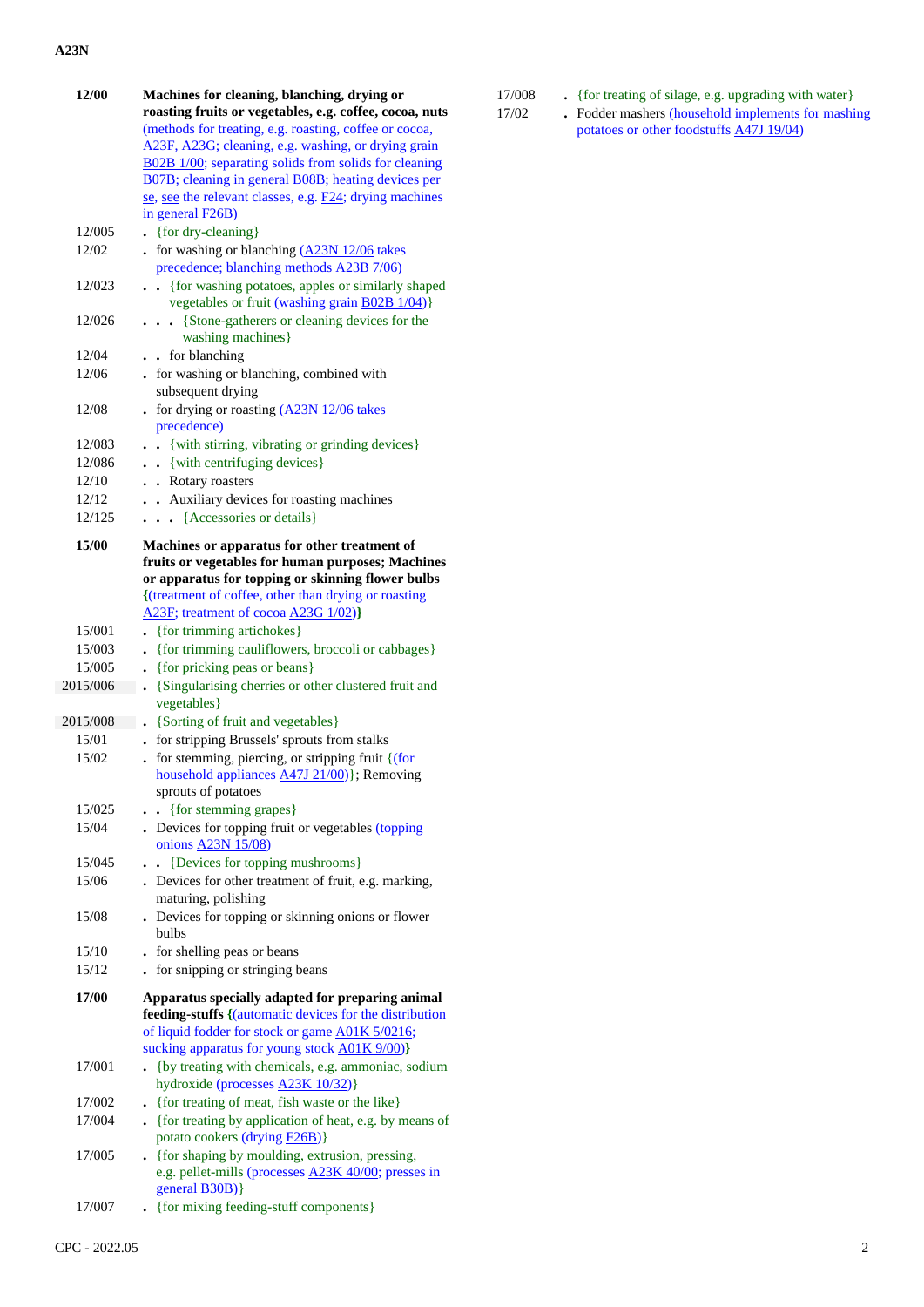**12/00** **Machines for cleaning, blanching, drying or roasting fruits or vegetables, e.g. coffee, cocoa, nuts** (methods for treating, e.g. roasting, coffee or cocoa, A23F, A23G; cleaning, e.g. washing, or drying grain B02B 1/00; separating solids from solids for cleaning B07B; cleaning in general B08B; heating devices per se, see the relevant classes, e.g. F24; drying machines in general F26B)

12/005 . {for dry-cleaning}

12/02 . for washing or blanching (A23N 12/06 takes precedence; blanching methods A23B 7/06)

12/023 . . {for washing potatoes, apples or similarly shaped vegetables or fruit (washing grain B02B 1/04)}

12/026 . . . {Stone-gatherers or cleaning devices for the washing machines}

12/04 . . for blanching

12/06 . for washing or blanching, combined with subsequent drying

12/08 . for drying or roasting (A23N 12/06 takes precedence)

12/083 . . {with stirring, vibrating or grinding devices}

12/086 . . {with centrifuging devices}

12/10 . . Rotary roasters

12/12 . . Auxiliary devices for roasting machines

12/125 . . . {Accessories or details}

**15/00** **Machines or apparatus for other treatment of fruits or vegetables for human purposes; Machines or apparatus for topping or skinning flower bulbs** **{**(treatment of coffee, other than drying or roasting A23F; treatment of cocoa A23G 1/02)**}**

15/001 . {for trimming artichokes}

15/003 . {for trimming cauliflowers, broccoli or cabbages}

15/005 . {for picking peas or beans}

2015/006 . {Singularising cherries or other clustered fruit and vegetables}

2015/008 . {Sorting of fruit and vegetables}

15/01 . for stripping Brussels' sprouts from stalks

15/02 . for stemming, piercing, or stripping fruit {(for household appliances A47J 21/00)}; Removing sprouts of potatoes

15/025 . . {for stemming grapes}

15/04 . Devices for topping fruit or vegetables (topping onions A23N 15/08)

15/045 . . {Devices for topping mushrooms}

15/06 . Devices for other treatment of fruit, e.g. marking, maturing, polishing

15/08 . Devices for topping or skinning onions or flower bulbs

15/10 . for shelling peas or beans

15/12 . for snipping or stringing beans

**17/00** **Apparatus specially adapted for preparing animal feeding-stuffs** **{**(automatic devices for the distribution of liquid fodder for stock or game A01K 5/0216; sucking apparatus for young stock A01K 9/00)**}**

17/001 . {by treating with chemicals, e.g. ammoniac, sodium hydroxide (processes A23K 10/32)}

17/002 . {for treating of meat, fish waste or the like}

17/004 . {for treating by application of heat, e.g. by means of potato cookers (drying F26B)}

17/005 . {for shaping by moulding, extrusion, pressing, e.g. pellet-mills (processes A23K 40/00; presses in general B30B)}

17/007 . {for mixing feeding-stuff components}

17/008 . {for treating of silage, e.g. upgrading with water}

17/02 . Fodder mashers (household implements for mashing potatoes or other foodstuffs A47J 19/04)